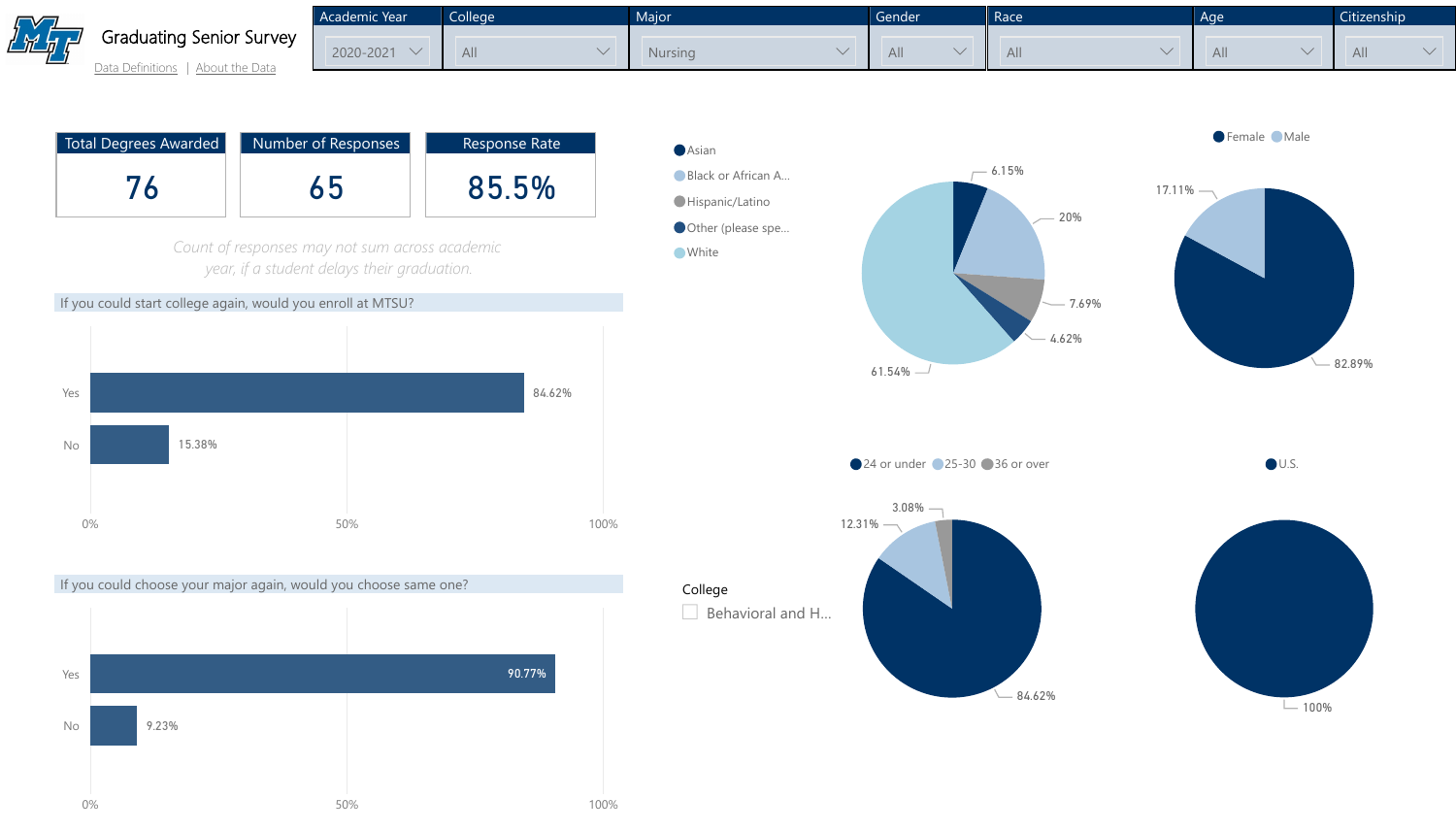# Graduating Senior Survey

Data Definitions | About the Data

| Academic Year | College | Major | Gender | Race | Age | Citizenship |
|---|---|---|---|---|---|---|
| 2020-2021 | All | Nursing | All | All | All | All |

| Total Degrees Awarded | Number of Responses | Response Rate |
|---|---|---|
| 76 | 65 | 85.5% |

*Count of responses may not sum across academic year, if a student delays their graduation.*

## If you could start college again, would you enroll at MTSU?

| Response | Percent |
|---|---|
| Yes | 84.62% |
| No | 15.38% |

## If you could choose your major again, would you choose same one?

| Response | Percent |
|---|---|
| Yes | 90.77% |
| No | 9.23% |

## Race

| Race | Percent |
|---|---|
| Asian | 6.15% |
| Black or African A... | 20% |
| Hispanic/Latino | 7.69% |
| Other (please spe... | 4.62% |
| White | 61.54% |

## Gender

| Gender | Percent |
|---|---|
| Female | 82.89% |
| Male | 17.11% |

## Age

| Age | Percent |
|---|---|
| 24 or under | 84.62% |
| 25-30 | 12.31% |
| 36 or over | 3.08% |

## Citizenship

| Citizenship | Percent |
|---|---|
| U.S. | 100% |

College

- [ ] Behavioral and H...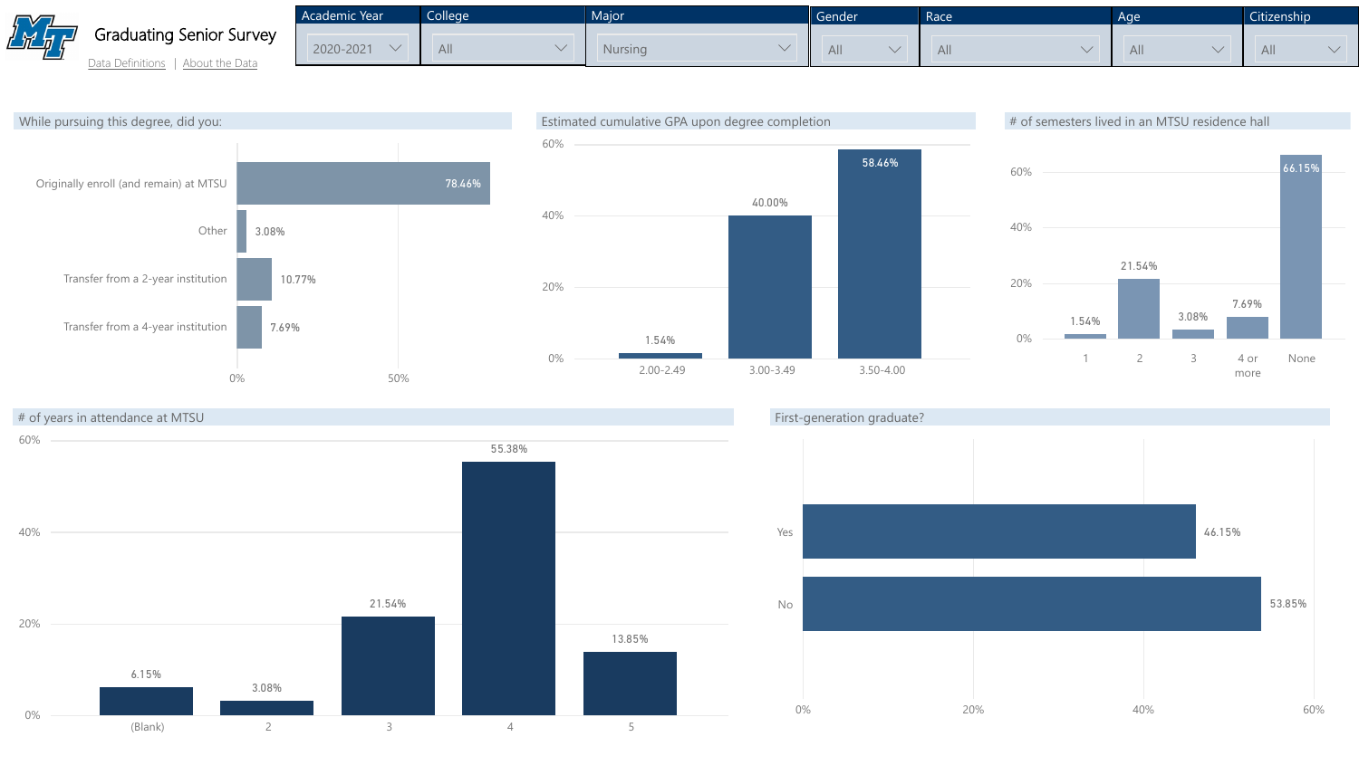# Graduating Senior Survey

Data Definitions | About the Data

| Academic Year | College | Major | Gender | Race | Age | Citizenship |
|---|---|---|---|---|---|---|
| 2020-2021 | All | Nursing | All | All | All | All |

## While pursuing this degree, did you:

| Response | Percent |
|---|---|
| Originally enroll (and remain) at MTSU | 78.46% |
| Other | 3.08% |
| Transfer from a 2-year institution | 10.77% |
| Transfer from a 4-year institution | 7.69% |

## Estimated cumulative GPA upon degree completion

| GPA | Percent |
|---|---|
| 2.00-2.49 | 1.54% |
| 3.00-3.49 | 40.00% |
| 3.50-4.00 | 58.46% |

## # of semesters lived in an MTSU residence hall

| Semesters | Percent |
|---|---|
| 1 | 1.54% |
| 2 | 21.54% |
| 3 | 3.08% |
| 4 or more | 7.69% |
| None | 66.15% |

## # of years in attendance at MTSU

| Years | Percent |
|---|---|
| (Blank) | 6.15% |
| 2 | 3.08% |
| 3 | 21.54% |
| 4 | 55.38% |
| 5 | 13.85% |

## First-generation graduate?

| Response | Percent |
|---|---|
| Yes | 46.15% |
| No | 53.85% |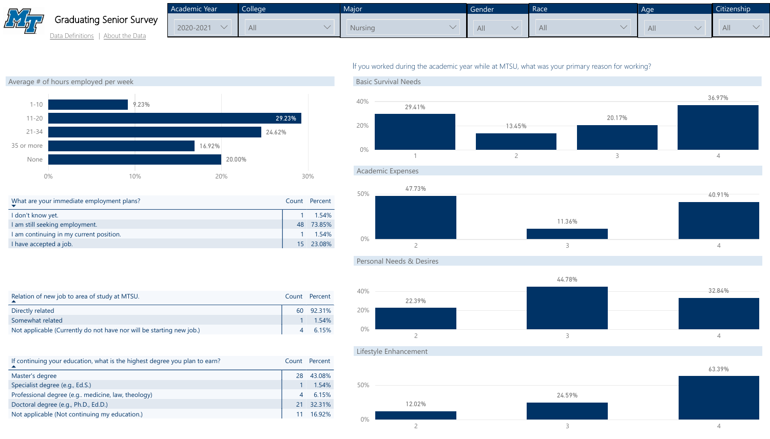# Graduating Senior Survey

Data Definitions | About the Data

| Academic Year | College | Major | Gender | Race | Age | Citizenship |
|---|---|---|---|---|---|---|
| 2020-2021 | All | Nursing | All | All | All | All |

## Average # of hours employed per week

| Hours | Percent |
|---|---|
| 1-10 | 9.23% |
| 11-20 | 29.23% |
| 21-34 | 24.62% |
| 35 or more | 16.92% |
| None | 20.00% |

| What are your immediate employment plans? | Count | Percent |
|---|---|---|
| I don't know yet. | 1 | 1.54% |
| I am still seeking employment. | 48 | 73.85% |
| I am continuing in my current position. | 1 | 1.54% |
| I have accepted a job. | 15 | 23.08% |

| Relation of new job to area of study at MTSU. | Count | Percent |
|---|---|---|
| Directly related | 60 | 92.31% |
| Somewhat related | 1 | 1.54% |
| Not applicable (Currently do not have nor will be starting new job.) | 4 | 6.15% |

| If continuing your education, what is the highest degree you plan to earn? | Count | Percent |
|---|---|---|
| Master's degree | 28 | 43.08% |
| Specialist degree (e.g., Ed.S.) | 1 | 1.54% |
| Professional degree (e.g.. medicine, law, theology) | 4 | 6.15% |
| Doctoral degree (e.g., Ph.D., Ed.D.) | 21 | 32.31% |
| Not applicable (Not continuing my education.) | 11 | 16.92% |

## If you worked during the academic year while at MTSU, what was your primary reason for working?

### Basic Survival Needs

| 1 | 2 | 3 | 4 |
|---|---|---|---|
| 29.41% | 13.45% | 20.17% | 36.97% |

### Academic Expenses

| 2 | 3 | 4 |
|---|---|---|
| 47.73% | 11.36% | 40.91% |

### Personal Needs & Desires

| 2 | 3 | 4 |
|---|---|---|
| 22.39% | 44.78% | 32.84% |

### Lifestyle Enhancement

| 2 | 3 | 4 |
|---|---|---|
| 12.02% | 24.59% | 63.39% |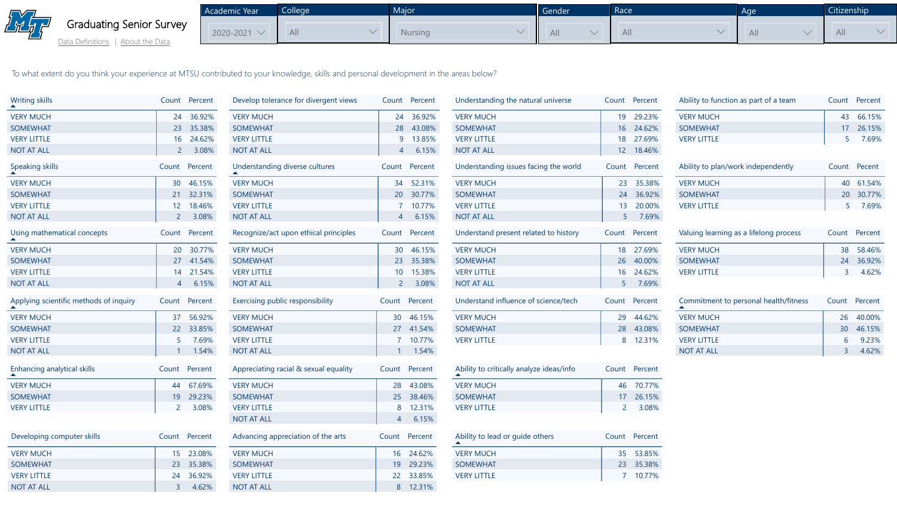# Graduating Senior Survey

Data Definitions | About the Data

| Academic Year | College | Major | Gender | Race | Age | Citizenship |
|---|---|---|---|---|---|---|
| 2020-2021 | All | Nursing | All | All | All | All |

To what extent do you think your experience at MTSU contributed to your knowledge, skills and personal development in the areas below?

| Writing skills | Count | Percent |
|---|---|---|
| VERY MUCH | 24 | 36.92% |
| SOMEWHAT | 23 | 35.38% |
| VERY LITTLE | 16 | 24.62% |
| NOT AT ALL | 2 | 3.08% |

| Speaking skills | Count | Percent |
|---|---|---|
| VERY MUCH | 30 | 46.15% |
| SOMEWHAT | 21 | 32.31% |
| VERY LITTLE | 12 | 18.46% |
| NOT AT ALL | 2 | 3.08% |

| Using mathematical concepts | Count | Percent |
|---|---|---|
| VERY MUCH | 20 | 30.77% |
| SOMEWHAT | 27 | 41.54% |
| VERY LITTLE | 14 | 21.54% |
| NOT AT ALL | 4 | 6.15% |

| Applying scientific methods of inquiry | Count | Percent |
|---|---|---|
| VERY MUCH | 37 | 56.92% |
| SOMEWHAT | 22 | 33.85% |
| VERY LITTLE | 5 | 7.69% |
| NOT AT ALL | 1 | 1.54% |

| Enhancing analytical skills | Count | Percent |
|---|---|---|
| VERY MUCH | 44 | 67.69% |
| SOMEWHAT | 19 | 29.23% |
| VERY LITTLE | 2 | 3.08% |

| Developing computer skills | Count | Percent |
|---|---|---|
| VERY MUCH | 15 | 23.08% |
| SOMEWHAT | 23 | 35.38% |
| VERY LITTLE | 24 | 36.92% |
| NOT AT ALL | 3 | 4.62% |

| Develop tolerance for divergent views | Count | Percent |
|---|---|---|
| VERY MUCH | 24 | 36.92% |
| SOMEWHAT | 28 | 43.08% |
| VERY LITTLE | 9 | 13.85% |
| NOT AT ALL | 4 | 6.15% |

| Understanding diverse cultures | Count | Percent |
|---|---|---|
| VERY MUCH | 34 | 52.31% |
| SOMEWHAT | 20 | 30.77% |
| VERY LITTLE | 7 | 10.77% |
| NOT AT ALL | 4 | 6.15% |

| Recognize/act upon ethical principles | Count | Percent |
|---|---|---|
| VERY MUCH | 30 | 46.15% |
| SOMEWHAT | 23 | 35.38% |
| VERY LITTLE | 10 | 15.38% |
| NOT AT ALL | 2 | 3.08% |

| Exercising public responsibility | Count | Percent |
|---|---|---|
| VERY MUCH | 30 | 46.15% |
| SOMEWHAT | 27 | 41.54% |
| VERY LITTLE | 7 | 10.77% |
| NOT AT ALL | 1 | 1.54% |

| Appreciating racial & sexual equality | Count | Percent |
|---|---|---|
| VERY MUCH | 28 | 43.08% |
| SOMEWHAT | 25 | 38.46% |
| VERY LITTLE | 8 | 12.31% |
| NOT AT ALL | 4 | 6.15% |

| Advancing appreciation of the arts | Count | Percent |
|---|---|---|
| VERY MUCH | 16 | 24.62% |
| SOMEWHAT | 19 | 29.23% |
| VERY LITTLE | 22 | 33.85% |
| NOT AT ALL | 8 | 12.31% |

| Understanding the natural universe | Count | Percent |
|---|---|---|
| VERY MUCH | 19 | 29.23% |
| SOMEWHAT | 16 | 24.62% |
| VERY LITTLE | 18 | 27.69% |
| NOT AT ALL | 12 | 18.46% |

| Understanding issues facing the world | Count | Percent |
|---|---|---|
| VERY MUCH | 23 | 35.38% |
| SOMEWHAT | 24 | 36.92% |
| VERY LITTLE | 13 | 20.00% |
| NOT AT ALL | 5 | 7.69% |

| Understand present related to history | Count | Percent |
|---|---|---|
| VERY MUCH | 18 | 27.69% |
| SOMEWHAT | 26 | 40.00% |
| VERY LITTLE | 16 | 24.62% |
| NOT AT ALL | 5 | 7.69% |

| Understand influence of science/tech | Count | Percent |
|---|---|---|
| VERY MUCH | 29 | 44.62% |
| SOMEWHAT | 28 | 43.08% |
| VERY LITTLE | 8 | 12.31% |

| Ability to critically analyze ideas/info | Count | Percent |
|---|---|---|
| VERY MUCH | 46 | 70.77% |
| SOMEWHAT | 17 | 26.15% |
| VERY LITTLE | 2 | 3.08% |

| Ability to lead or guide others | Count | Percent |
|---|---|---|
| VERY MUCH | 35 | 53.85% |
| SOMEWHAT | 23 | 35.38% |
| VERY LITTLE | 7 | 10.77% |

| Ability to function as part of a team | Count | Percent |
|---|---|---|
| VERY MUCH | 43 | 66.15% |
| SOMEWHAT | 17 | 26.15% |
| VERY LITTLE | 5 | 7.69% |

| Ability to plan/work independently | Count | Percent |
|---|---|---|
| VERY MUCH | 40 | 61.54% |
| SOMEWHAT | 20 | 30.77% |
| VERY LITTLE | 5 | 7.69% |

| Valuing learning as a lifelong process | Count | Percent |
|---|---|---|
| VERY MUCH | 38 | 58.46% |
| SOMEWHAT | 24 | 36.92% |
| VERY LITTLE | 3 | 4.62% |

| Commitment to personal health/fitness | Count | Percent |
|---|---|---|
| VERY MUCH | 26 | 40.00% |
| SOMEWHAT | 30 | 46.15% |
| VERY LITTLE | 6 | 9.23% |
| NOT AT ALL | 3 | 4.62% |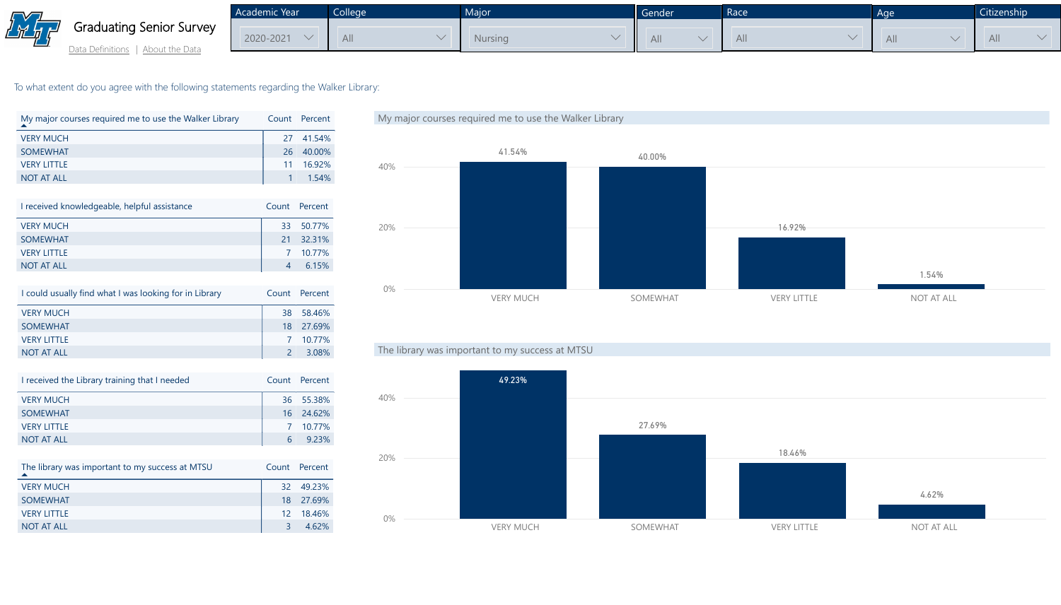# Graduating Senior Survey

Data Definitions | About the Data

| Academic Year | College | Major | Gender | Race | Age | Citizenship |
|---|---|---|---|---|---|---|
| 2020-2021 | All | Nursing | All | All | All | All |

To what extent do you agree with the following statements regarding the Walker Library:

| My major courses required me to use the Walker Library | Count | Percent |
|---|---|---|
| VERY MUCH | 27 | 41.54% |
| SOMEWHAT | 26 | 40.00% |
| VERY LITTLE | 11 | 16.92% |
| NOT AT ALL | 1 | 1.54% |

| I received knowledgeable, helpful assistance | Count | Percent |
|---|---|---|
| VERY MUCH | 33 | 50.77% |
| SOMEWHAT | 21 | 32.31% |
| VERY LITTLE | 7 | 10.77% |
| NOT AT ALL | 4 | 6.15% |

| I could usually find what I was looking for in Library | Count | Percent |
|---|---|---|
| VERY MUCH | 38 | 58.46% |
| SOMEWHAT | 18 | 27.69% |
| VERY LITTLE | 7 | 10.77% |
| NOT AT ALL | 2 | 3.08% |

| I received the Library training that I needed | Count | Percent |
|---|---|---|
| VERY MUCH | 36 | 55.38% |
| SOMEWHAT | 16 | 24.62% |
| VERY LITTLE | 7 | 10.77% |
| NOT AT ALL | 6 | 9.23% |

| The library was important to my success at MTSU | Count | Percent |
|---|---|---|
| VERY MUCH | 32 | 49.23% |
| SOMEWHAT | 18 | 27.69% |
| VERY LITTLE | 12 | 18.46% |
| NOT AT ALL | 3 | 4.62% |

## My major courses required me to use the Walker Library

| Response | Percent |
|---|---|
| VERY MUCH | 41.54% |
| SOMEWHAT | 40.00% |
| VERY LITTLE | 16.92% |
| NOT AT ALL | 1.54% |

## The library was important to my success at MTSU

| Response | Percent |
|---|---|
| VERY MUCH | 49.23% |
| SOMEWHAT | 27.69% |
| VERY LITTLE | 18.46% |
| NOT AT ALL | 4.62% |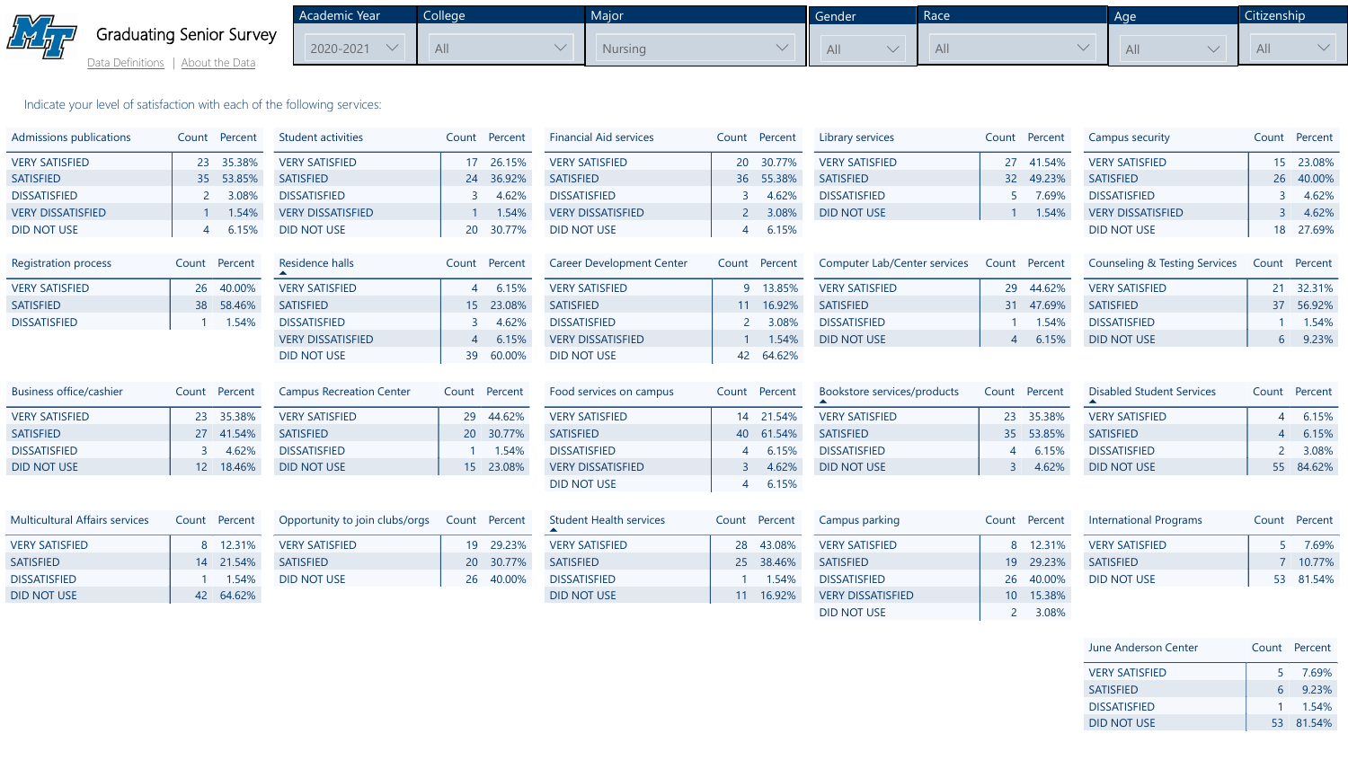# Graduating Senior Survey

Data Definitions | About the Data

| Academic Year | College | Major | Gender | Race | Age | Citizenship |
|---|---|---|---|---|---|---|
| 2020-2021 | All | Nursing | All | All | All | All |

Indicate your level of satisfaction with each of the following services:

| Admissions publications | Count | Percent |
|---|---|---|
| VERY SATISFIED | 23 | 35.38% |
| SATISFIED | 35 | 53.85% |
| DISSATISFIED | 2 | 3.08% |
| VERY DISSATISFIED | 1 | 1.54% |
| DID NOT USE | 4 | 6.15% |

| Student activities | Count | Percent |
|---|---|---|
| VERY SATISFIED | 17 | 26.15% |
| SATISFIED | 24 | 36.92% |
| DISSATISFIED | 3 | 4.62% |
| VERY DISSATISFIED | 1 | 1.54% |
| DID NOT USE | 20 | 30.77% |

| Financial Aid services | Count | Percent |
|---|---|---|
| VERY SATISFIED | 20 | 30.77% |
| SATISFIED | 36 | 55.38% |
| DISSATISFIED | 3 | 4.62% |
| VERY DISSATISFIED | 2 | 3.08% |
| DID NOT USE | 4 | 6.15% |

| Library services | Count | Percent |
|---|---|---|
| VERY SATISFIED | 27 | 41.54% |
| SATISFIED | 32 | 49.23% |
| DISSATISFIED | 5 | 7.69% |
| DID NOT USE | 1 | 1.54% |

| Campus security | Count | Percent |
|---|---|---|
| VERY SATISFIED | 15 | 23.08% |
| SATISFIED | 26 | 40.00% |
| DISSATISFIED | 3 | 4.62% |
| VERY DISSATISFIED | 3 | 4.62% |
| DID NOT USE | 18 | 27.69% |

| Registration process | Count | Percent |
|---|---|---|
| VERY SATISFIED | 26 | 40.00% |
| SATISFIED | 38 | 58.46% |
| DISSATISFIED | 1 | 1.54% |

| Residence halls | Count | Percent |
|---|---|---|
| VERY SATISFIED | 4 | 6.15% |
| SATISFIED | 15 | 23.08% |
| DISSATISFIED | 3 | 4.62% |
| VERY DISSATISFIED | 4 | 6.15% |
| DID NOT USE | 39 | 60.00% |

| Career Development Center | Count | Percent |
|---|---|---|
| VERY SATISFIED | 9 | 13.85% |
| SATISFIED | 11 | 16.92% |
| DISSATISFIED | 2 | 3.08% |
| VERY DISSATISFIED | 1 | 1.54% |
| DID NOT USE | 42 | 64.62% |

| Computer Lab/Center services | Count | Percent |
|---|---|---|
| VERY SATISFIED | 29 | 44.62% |
| SATISFIED | 31 | 47.69% |
| DISSATISFIED | 1 | 1.54% |
| DID NOT USE | 4 | 6.15% |

| Counseling & Testing Services | Count | Percent |
|---|---|---|
| VERY SATISFIED | 21 | 32.31% |
| SATISFIED | 37 | 56.92% |
| DISSATISFIED | 1 | 1.54% |
| DID NOT USE | 6 | 9.23% |

| Business office/cashier | Count | Percent |
|---|---|---|
| VERY SATISFIED | 23 | 35.38% |
| SATISFIED | 27 | 41.54% |
| DISSATISFIED | 3 | 4.62% |
| DID NOT USE | 12 | 18.46% |

| Campus Recreation Center | Count | Percent |
|---|---|---|
| VERY SATISFIED | 29 | 44.62% |
| SATISFIED | 20 | 30.77% |
| DISSATISFIED | 1 | 1.54% |
| DID NOT USE | 15 | 23.08% |

| Food services on campus | Count | Percent |
|---|---|---|
| VERY SATISFIED | 14 | 21.54% |
| SATISFIED | 40 | 61.54% |
| DISSATISFIED | 4 | 6.15% |
| VERY DISSATISFIED | 3 | 4.62% |
| DID NOT USE | 4 | 6.15% |

| Bookstore services/products | Count | Percent |
|---|---|---|
| VERY SATISFIED | 23 | 35.38% |
| SATISFIED | 35 | 53.85% |
| DISSATISFIED | 4 | 6.15% |
| DID NOT USE | 3 | 4.62% |

| Disabled Student Services | Count | Percent |
|---|---|---|
| VERY SATISFIED | 4 | 6.15% |
| SATISFIED | 4 | 6.15% |
| DISSATISFIED | 2 | 3.08% |
| DID NOT USE | 55 | 84.62% |

| Multicultural Affairs services | Count | Percent |
|---|---|---|
| VERY SATISFIED | 8 | 12.31% |
| SATISFIED | 14 | 21.54% |
| DISSATISFIED | 1 | 1.54% |
| DID NOT USE | 42 | 64.62% |

| Opportunity to join clubs/orgs | Count | Percent |
|---|---|---|
| VERY SATISFIED | 19 | 29.23% |
| SATISFIED | 20 | 30.77% |
| DID NOT USE | 26 | 40.00% |

| Student Health services | Count | Percent |
|---|---|---|
| VERY SATISFIED | 28 | 43.08% |
| SATISFIED | 25 | 38.46% |
| DISSATISFIED | 1 | 1.54% |
| DID NOT USE | 11 | 16.92% |

| Campus parking | Count | Percent |
|---|---|---|
| VERY SATISFIED | 8 | 12.31% |
| SATISFIED | 19 | 29.23% |
| DISSATISFIED | 26 | 40.00% |
| VERY DISSATISFIED | 10 | 15.38% |
| DID NOT USE | 2 | 3.08% |

| International Programs | Count | Percent |
|---|---|---|
| VERY SATISFIED | 5 | 7.69% |
| SATISFIED | 7 | 10.77% |
| DID NOT USE | 53 | 81.54% |

| June Anderson Center | Count | Percent |
|---|---|---|
| VERY SATISFIED | 5 | 7.69% |
| SATISFIED | 6 | 9.23% |
| DISSATISFIED | 1 | 1.54% |
| DID NOT USE | 53 | 81.54% |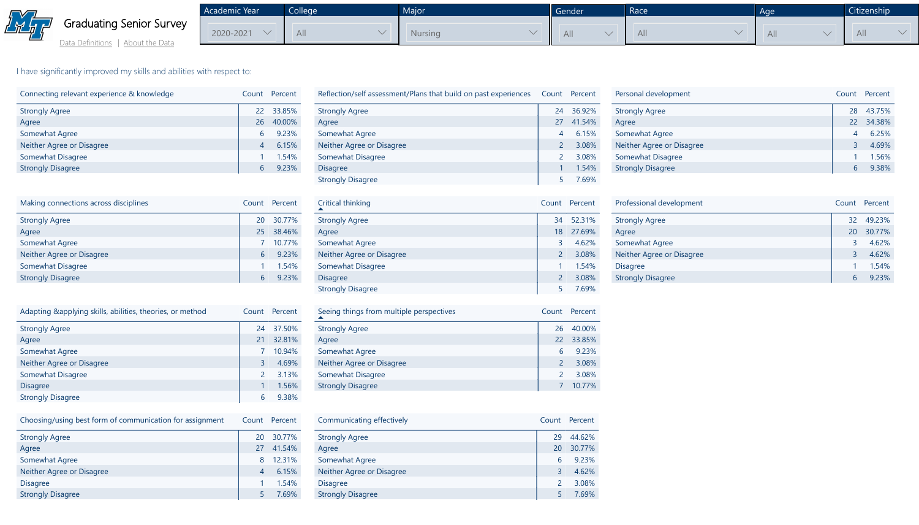# Graduating Senior Survey

Data Definitions | About the Data

| Academic Year | College | Major | Gender | Race | Age | Citizenship |
|---|---|---|---|---|---|---|
| 2020-2021 | All | Nursing | All | All | All | All |

I have significantly improved my skills and abilities with respect to:

| Connecting relevant experience & knowledge | Count | Percent |
|---|---|---|
| Strongly Agree | 22 | 33.85% |
| Agree | 26 | 40.00% |
| Somewhat Agree | 6 | 9.23% |
| Neither Agree or Disagree | 4 | 6.15% |
| Somewhat Disagree | 1 | 1.54% |
| Strongly Disagree | 6 | 9.23% |

| Reflection/self assessment/Plans that build on past experiences | Count | Percent |
|---|---|---|
| Strongly Agree | 24 | 36.92% |
| Agree | 27 | 41.54% |
| Somewhat Agree | 4 | 6.15% |
| Neither Agree or Disagree | 2 | 3.08% |
| Somewhat Disagree | 2 | 3.08% |
| Disagree | 1 | 1.54% |
| Strongly Disagree | 5 | 7.69% |

| Personal development | Count | Percent |
|---|---|---|
| Strongly Agree | 28 | 43.75% |
| Agree | 22 | 34.38% |
| Somewhat Agree | 4 | 6.25% |
| Neither Agree or Disagree | 3 | 4.69% |
| Somewhat Disagree | 1 | 1.56% |
| Strongly Disagree | 6 | 9.38% |

| Making connections across disciplines | Count | Percent |
|---|---|---|
| Strongly Agree | 20 | 30.77% |
| Agree | 25 | 38.46% |
| Somewhat Agree | 7 | 10.77% |
| Neither Agree or Disagree | 6 | 9.23% |
| Somewhat Disagree | 1 | 1.54% |
| Strongly Disagree | 6 | 9.23% |

| Critical thinking | Count | Percent |
|---|---|---|
| Strongly Agree | 34 | 52.31% |
| Agree | 18 | 27.69% |
| Somewhat Agree | 3 | 4.62% |
| Neither Agree or Disagree | 2 | 3.08% |
| Somewhat Disagree | 1 | 1.54% |
| Disagree | 2 | 3.08% |
| Strongly Disagree | 5 | 7.69% |

| Professional development | Count | Percent |
|---|---|---|
| Strongly Agree | 32 | 49.23% |
| Agree | 20 | 30.77% |
| Somewhat Agree | 3 | 4.62% |
| Neither Agree or Disagree | 3 | 4.62% |
| Disagree | 1 | 1.54% |
| Strongly Disagree | 6 | 9.23% |

| Adapting &applying skills, abilities, theories, or method | Count | Percent |
|---|---|---|
| Strongly Agree | 24 | 37.50% |
| Agree | 21 | 32.81% |
| Somewhat Agree | 7 | 10.94% |
| Neither Agree or Disagree | 3 | 4.69% |
| Somewhat Disagree | 2 | 3.13% |
| Disagree | 1 | 1.56% |
| Strongly Disagree | 6 | 9.38% |

| Seeing things from multiple perspectives | Count | Percent |
|---|---|---|
| Strongly Agree | 26 | 40.00% |
| Agree | 22 | 33.85% |
| Somewhat Agree | 6 | 9.23% |
| Neither Agree or Disagree | 2 | 3.08% |
| Somewhat Disagree | 2 | 3.08% |
| Strongly Disagree | 7 | 10.77% |

| Choosing/using best form of communication for assignment | Count | Percent |
|---|---|---|
| Strongly Agree | 20 | 30.77% |
| Agree | 27 | 41.54% |
| Somewhat Agree | 8 | 12.31% |
| Neither Agree or Disagree | 4 | 6.15% |
| Disagree | 1 | 1.54% |
| Strongly Disagree | 5 | 7.69% |

| Communicating effectively | Count | Percent |
|---|---|---|
| Strongly Agree | 29 | 44.62% |
| Agree | 20 | 30.77% |
| Somewhat Agree | 6 | 9.23% |
| Neither Agree or Disagree | 3 | 4.62% |
| Disagree | 2 | 3.08% |
| Strongly Disagree | 5 | 7.69% |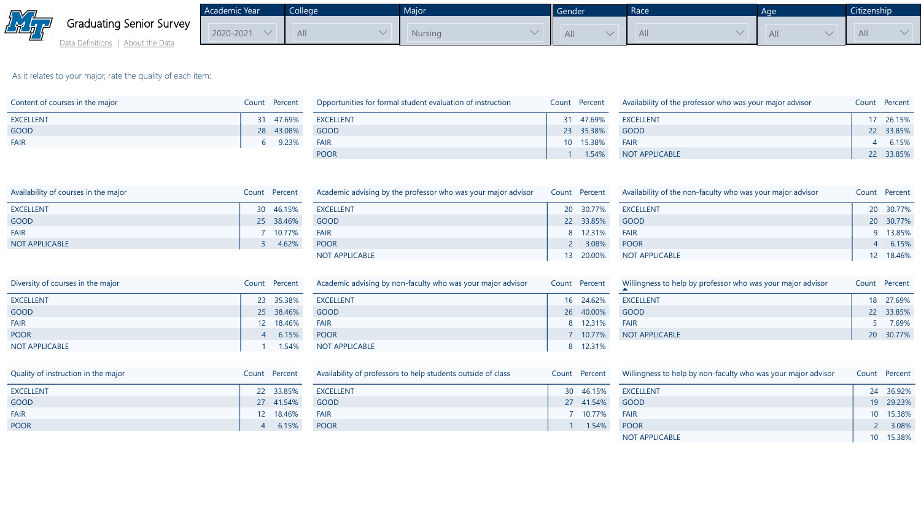# Graduating Senior Survey

Data Definitions | About the Data

| Academic Year | College | Major | Gender | Race | Age | Citizenship |
|---|---|---|---|---|---|---|
| 2020-2021 | All | Nursing | All | All | All | All |

As it relates to your major, rate the quality of each item:

| Content of courses in the major | Count | Percent |
|---|---|---|
| EXCELLENT | 31 | 47.69% |
| GOOD | 28 | 43.08% |
| FAIR | 6 | 9.23% |

| Opportunities for formal student evaluation of instruction | Count | Percent |
|---|---|---|
| EXCELLENT | 31 | 47.69% |
| GOOD | 23 | 35.38% |
| FAIR | 10 | 15.38% |
| POOR | 1 | 1.54% |

| Availability of the professor who was your major advisor | Count | Percent |
|---|---|---|
| EXCELLENT | 17 | 26.15% |
| GOOD | 22 | 33.85% |
| FAIR | 4 | 6.15% |
| NOT APPLICABLE | 22 | 33.85% |

| Availability of courses in the major | Count | Percent |
|---|---|---|
| EXCELLENT | 30 | 46.15% |
| GOOD | 25 | 38.46% |
| FAIR | 7 | 10.77% |
| NOT APPLICABLE | 3 | 4.62% |

| Academic advising by the professor who was your major advisor | Count | Percent |
|---|---|---|
| EXCELLENT | 20 | 30.77% |
| GOOD | 22 | 33.85% |
| FAIR | 8 | 12.31% |
| POOR | 2 | 3.08% |
| NOT APPLICABLE | 13 | 20.00% |

| Availability of the non-faculty who was your major advisor | Count | Percent |
|---|---|---|
| EXCELLENT | 20 | 30.77% |
| GOOD | 20 | 30.77% |
| FAIR | 9 | 13.85% |
| POOR | 4 | 6.15% |
| NOT APPLICABLE | 12 | 18.46% |

| Diversity of courses in the major | Count | Percent |
|---|---|---|
| EXCELLENT | 23 | 35.38% |
| GOOD | 25 | 38.46% |
| FAIR | 12 | 18.46% |
| POOR | 4 | 6.15% |
| NOT APPLICABLE | 1 | 1.54% |

| Academic advising by non-faculty who was your major advisor | Count | Percent |
|---|---|---|
| EXCELLENT | 16 | 24.62% |
| GOOD | 26 | 40.00% |
| FAIR | 8 | 12.31% |
| POOR | 7 | 10.77% |
| NOT APPLICABLE | 8 | 12.31% |

| Willingness to help by professor who was your major advisor | Count | Percent |
|---|---|---|
| EXCELLENT | 18 | 27.69% |
| GOOD | 22 | 33.85% |
| FAIR | 5 | 7.69% |
| NOT APPLICABLE | 20 | 30.77% |

| Quality of instruction in the major | Count | Percent |
|---|---|---|
| EXCELLENT | 22 | 33.85% |
| GOOD | 27 | 41.54% |
| FAIR | 12 | 18.46% |
| POOR | 4 | 6.15% |

| Availability of professors to help students outside of class | Count | Percent |
|---|---|---|
| EXCELLENT | 30 | 46.15% |
| GOOD | 27 | 41.54% |
| FAIR | 7 | 10.77% |
| POOR | 1 | 1.54% |

| Willingness to help by non-faculty who was your major advisor | Count | Percent |
|---|---|---|
| EXCELLENT | 24 | 36.92% |
| GOOD | 19 | 29.23% |
| FAIR | 10 | 15.38% |
| POOR | 2 | 3.08% |
| NOT APPLICABLE | 10 | 15.38% |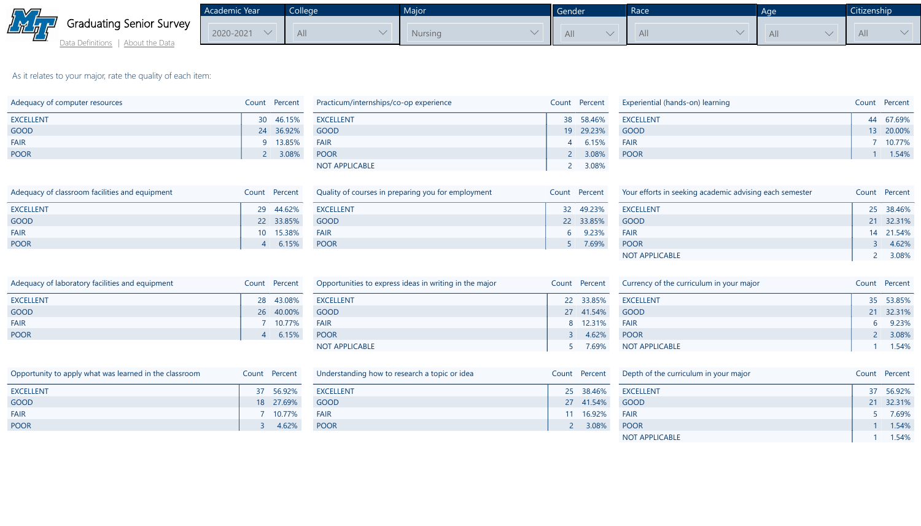# Graduating Senior Survey

Data Definitions | About the Data

| Academic Year | College | Major | Gender | Race | Age | Citizenship |
|---|---|---|---|---|---|---|
| 2020-2021 | All | Nursing | All | All | All | All |

As it relates to your major, rate the quality of each item:

| Adequacy of computer resources | Count | Percent |
|---|---|---|
| EXCELLENT | 30 | 46.15% |
| GOOD | 24 | 36.92% |
| FAIR | 9 | 13.85% |
| POOR | 2 | 3.08% |

| Practicum/internships/co-op experience | Count | Percent |
|---|---|---|
| EXCELLENT | 38 | 58.46% |
| GOOD | 19 | 29.23% |
| FAIR | 4 | 6.15% |
| POOR | 2 | 3.08% |
| NOT APPLICABLE | 2 | 3.08% |

| Experiential (hands-on) learning | Count | Percent |
|---|---|---|
| EXCELLENT | 44 | 67.69% |
| GOOD | 13 | 20.00% |
| FAIR | 7 | 10.77% |
| POOR | 1 | 1.54% |

| Adequacy of classroom facilities and equipment | Count | Percent |
|---|---|---|
| EXCELLENT | 29 | 44.62% |
| GOOD | 22 | 33.85% |
| FAIR | 10 | 15.38% |
| POOR | 4 | 6.15% |

| Quality of courses in preparing you for employment | Count | Percent |
|---|---|---|
| EXCELLENT | 32 | 49.23% |
| GOOD | 22 | 33.85% |
| FAIR | 6 | 9.23% |
| POOR | 5 | 7.69% |

| Your efforts in seeking academic advising each semester | Count | Percent |
|---|---|---|
| EXCELLENT | 25 | 38.46% |
| GOOD | 21 | 32.31% |
| FAIR | 14 | 21.54% |
| POOR | 3 | 4.62% |
| NOT APPLICABLE | 2 | 3.08% |

| Adequacy of laboratory facilities and equipment | Count | Percent |
|---|---|---|
| EXCELLENT | 28 | 43.08% |
| GOOD | 26 | 40.00% |
| FAIR | 7 | 10.77% |
| POOR | 4 | 6.15% |

| Opportunities to express ideas in writing in the major | Count | Percent |
|---|---|---|
| EXCELLENT | 22 | 33.85% |
| GOOD | 27 | 41.54% |
| FAIR | 8 | 12.31% |
| POOR | 3 | 4.62% |
| NOT APPLICABLE | 5 | 7.69% |

| Currency of the curriculum in your major | Count | Percent |
|---|---|---|
| EXCELLENT | 35 | 53.85% |
| GOOD | 21 | 32.31% |
| FAIR | 6 | 9.23% |
| POOR | 2 | 3.08% |
| NOT APPLICABLE | 1 | 1.54% |

| Opportunity to apply what was learned in the classroom | Count | Percent |
|---|---|---|
| EXCELLENT | 37 | 56.92% |
| GOOD | 18 | 27.69% |
| FAIR | 7 | 10.77% |
| POOR | 3 | 4.62% |

| Understanding how to research a topic or idea | Count | Percent |
|---|---|---|
| EXCELLENT | 25 | 38.46% |
| GOOD | 27 | 41.54% |
| FAIR | 11 | 16.92% |
| POOR | 2 | 3.08% |

| Depth of the curriculum in your major | Count | Percent |
|---|---|---|
| EXCELLENT | 37 | 56.92% |
| GOOD | 21 | 32.31% |
| FAIR | 5 | 7.69% |
| POOR | 1 | 1.54% |
| NOT APPLICABLE | 1 | 1.54% |